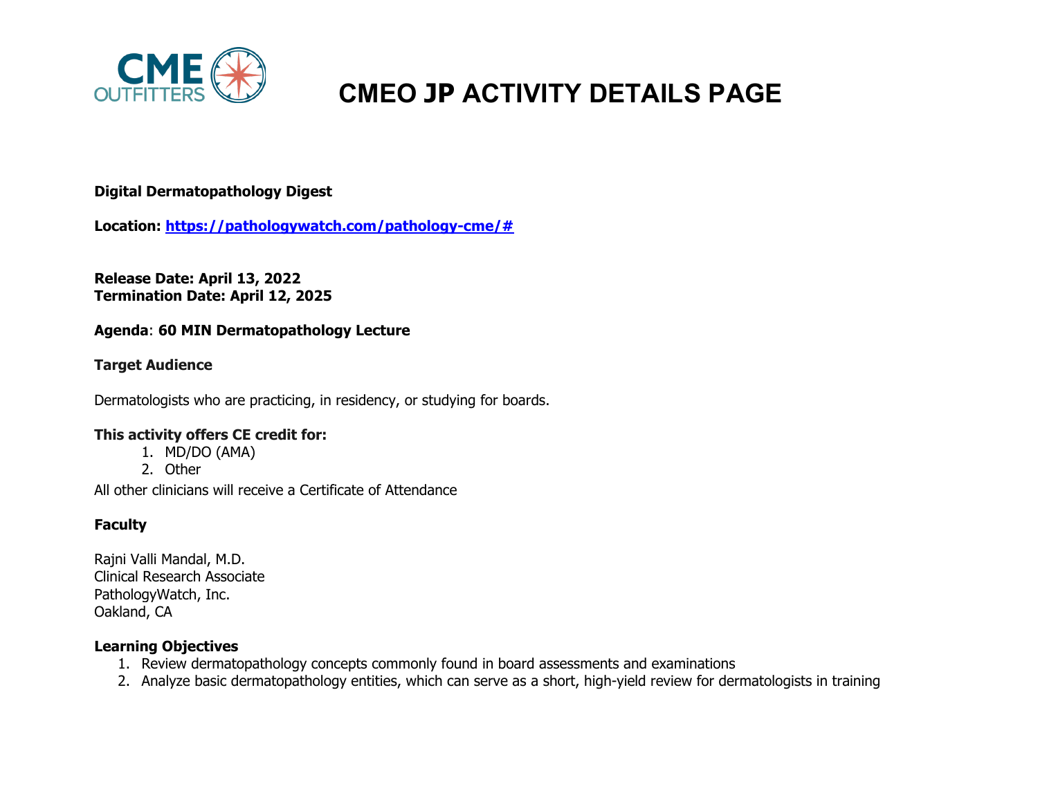# CMEO JP ACTIVITY DETAILS PAGE

**Digital Dermatopathology Digest**

**Location: [https://pathologywatch.com/pathology-cme/#](https://pathologywatch.com/pathology-cme/#)**

**Release Date: April 13, 2022**
**Termination Date: April 12, 2025**

**Agenda**: **60 MIN Dermatopathology Lecture**

**Target Audience**

Dermatologists who are practicing, in residency, or studying for boards.

**This activity offers CE credit for:**

1. MD/DO (AMA)
2. Other

All other clinicians will receive a Certificate of Attendance

**Faculty**

Rajni Valli Mandal, M.D.
Clinical Research Associate
PathologyWatch, Inc.
Oakland, CA

**Learning Objectives**

1. Review dermatopathology concepts commonly found in board assessments and examinations
2. Analyze basic dermatopathology entities, which can serve as a short, high-yield review for dermatologists in training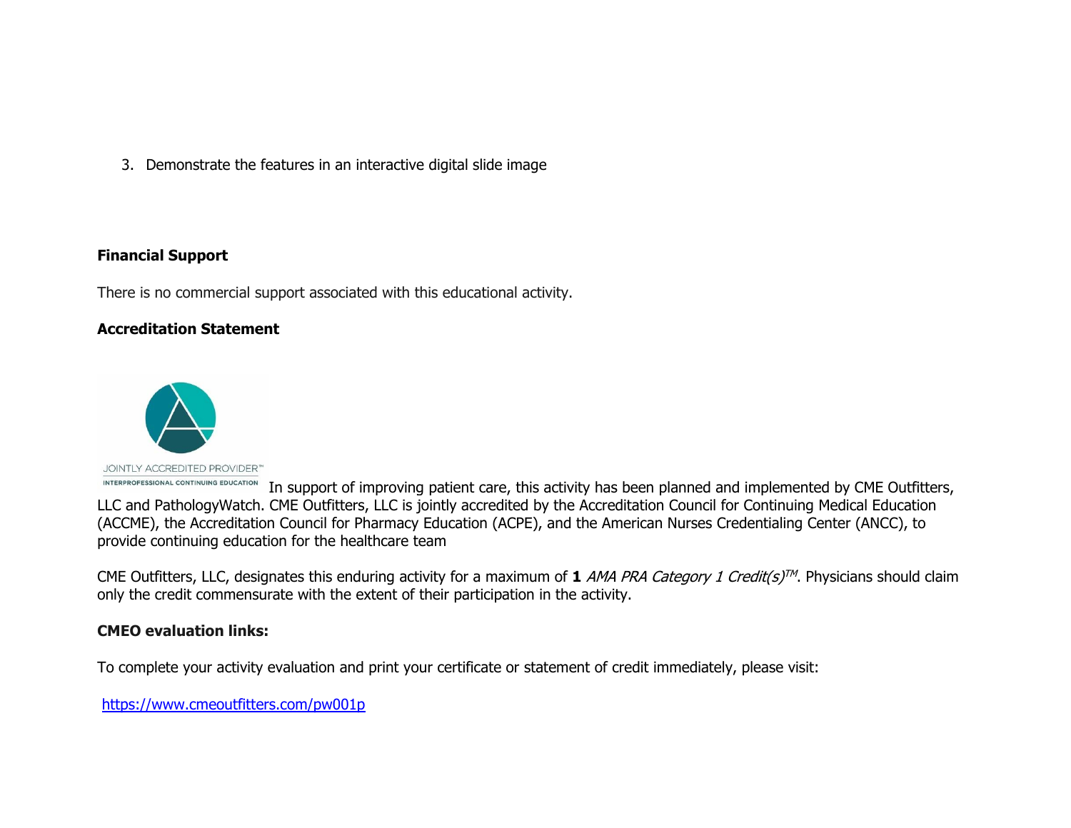3. Demonstrate the features in an interactive digital slide image

**Financial Support**

There is no commercial support associated with this educational activity.

**Accreditation Statement**

JOINTLY ACCREDITED PROVIDER™
INTERPROFESSIONAL CONTINUING EDUCATION

In support of improving patient care, this activity has been planned and implemented by CME Outfitters, LLC and PathologyWatch. CME Outfitters, LLC is jointly accredited by the Accreditation Council for Continuing Medical Education (ACCME), the Accreditation Council for Pharmacy Education (ACPE), and the American Nurses Credentialing Center (ANCC), to provide continuing education for the healthcare team

CME Outfitters, LLC, designates this enduring activity for a maximum of **1** *AMA PRA Category 1 Credit(s)*™. Physicians should claim only the credit commensurate with the extent of their participation in the activity.

**CMEO evaluation links:**

To complete your activity evaluation and print your certificate or statement of credit immediately, please visit:

https://www.cmeoutfitters.com/pw001p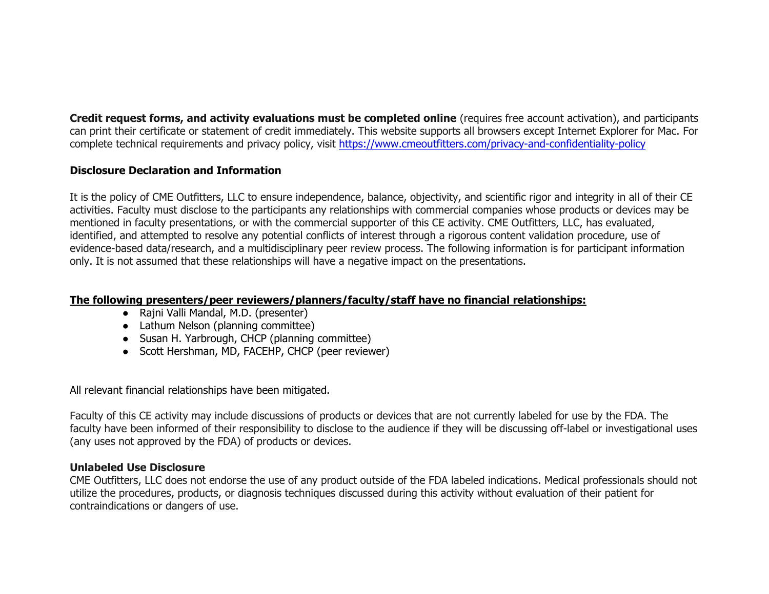**Credit request forms, and activity evaluations must be completed online** (requires free account activation), and participants can print their certificate or statement of credit immediately. This website supports all browsers except Internet Explorer for Mac. For complete technical requirements and privacy policy, visit [https://www.cmeoutfitters.com/privacy-and-confidentiality-policy](https://www.cmeoutfitters.com/privacy-and-confidentiality-policy)

**Disclosure Declaration and Information**

It is the policy of CME Outfitters, LLC to ensure independence, balance, objectivity, and scientific rigor and integrity in all of their CE activities. Faculty must disclose to the participants any relationships with commercial companies whose products or devices may be mentioned in faculty presentations, or with the commercial supporter of this CE activity. CME Outfitters, LLC, has evaluated, identified, and attempted to resolve any potential conflicts of interest through a rigorous content validation procedure, use of evidence-based data/research, and a multidisciplinary peer review process. The following information is for participant information only. It is not assumed that these relationships will have a negative impact on the presentations.

**The following presenters/peer reviewers/planners/faculty/staff have no financial relationships:**

- Rajni Valli Mandal, M.D. (presenter)
- Lathum Nelson (planning committee)
- Susan H. Yarbrough, CHCP (planning committee)
- Scott Hershman, MD, FACEHP, CHCP (peer reviewer)

All relevant financial relationships have been mitigated.

Faculty of this CE activity may include discussions of products or devices that are not currently labeled for use by the FDA. The faculty have been informed of their responsibility to disclose to the audience if they will be discussing off-label or investigational uses (any uses not approved by the FDA) of products or devices.

**Unlabeled Use Disclosure**

CME Outfitters, LLC does not endorse the use of any product outside of the FDA labeled indications. Medical professionals should not utilize the procedures, products, or diagnosis techniques discussed during this activity without evaluation of their patient for contraindications or dangers of use.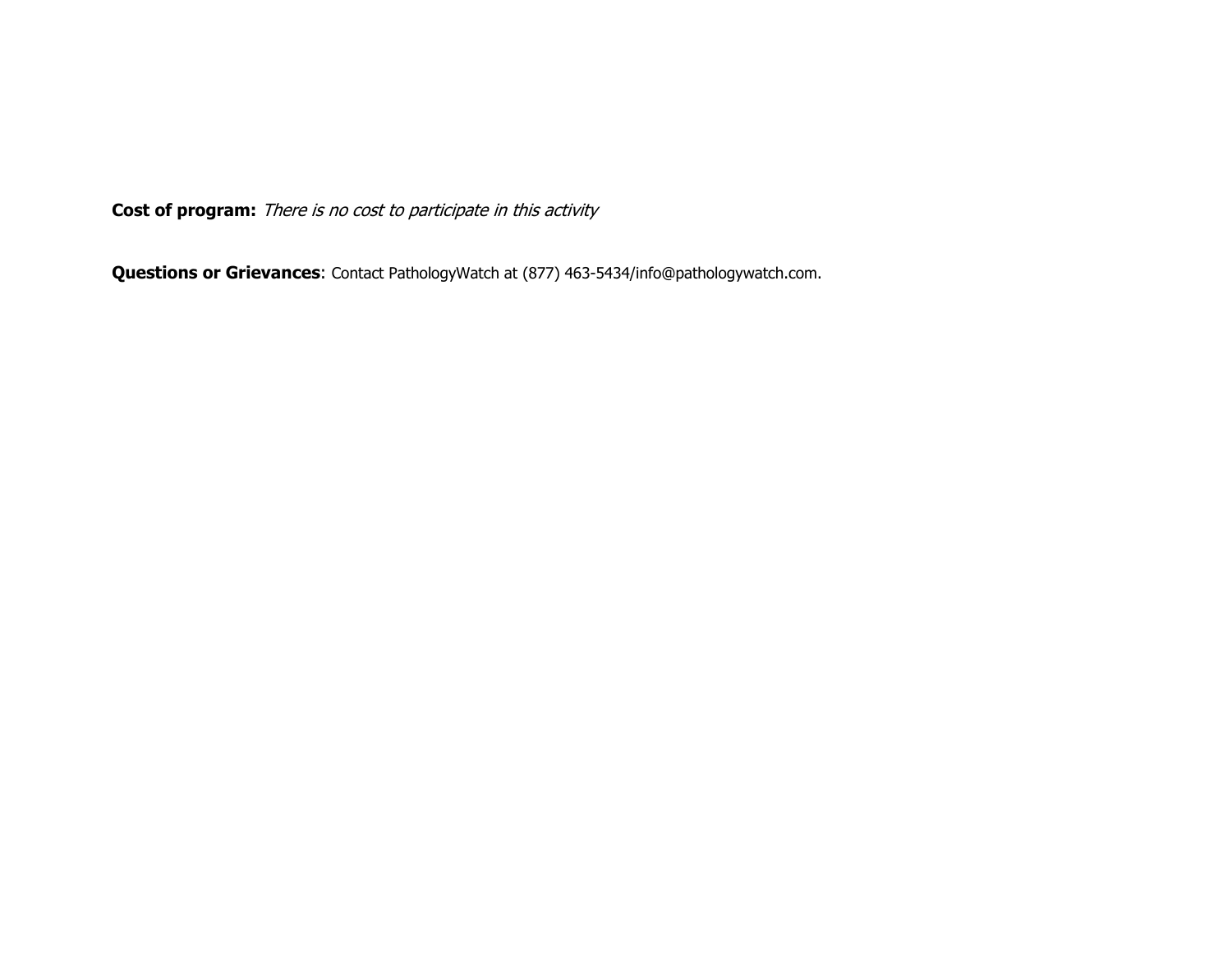**Cost of program:** *There is no cost to participate in this activity*

**Questions or Grievances**: Contact PathologyWatch at (877) 463-5434/info@pathologywatch.com.